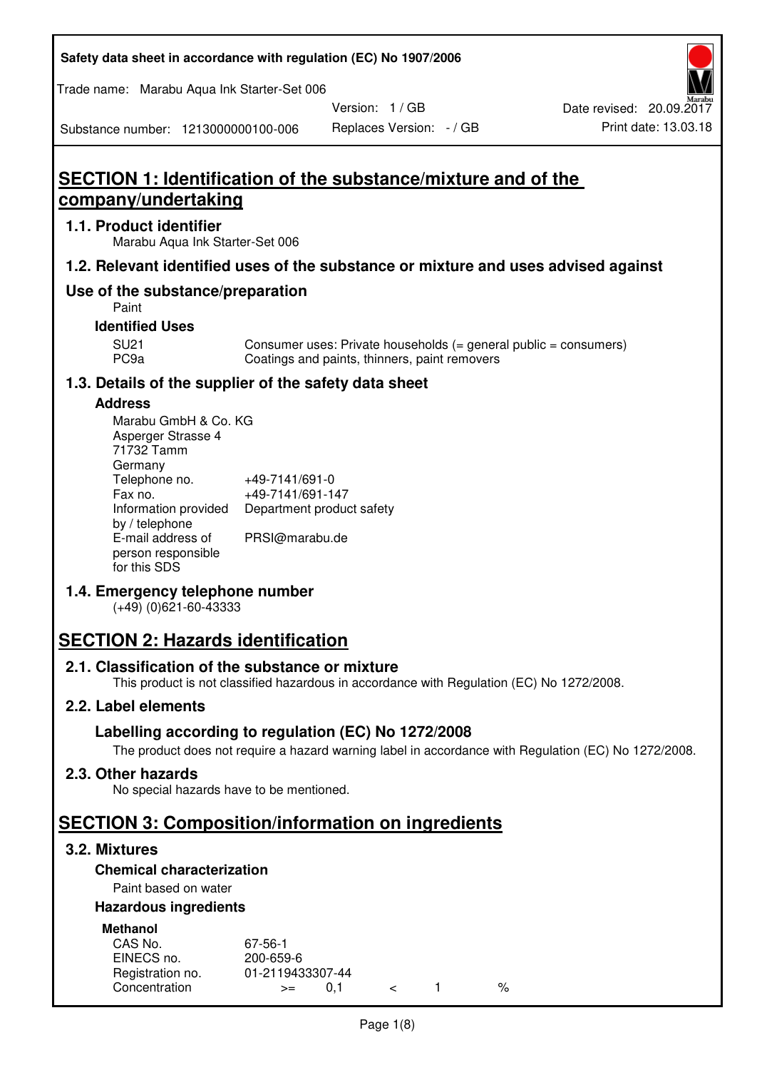# SECTION 1: Identification of the substance/mixture and of the company/undertaking

## 1.1. Product identifier

Marabu Aqua Ink Starter-Set 006

## 1.2. Relevant identified uses of the substance or mixture and uses advised against

## Use of the substance/preparation

Paint

### Identified Uses

| | |
|---|---|
| SU21 | Consumer uses: Private households (= general public = consumers) |
| PC9a | Coatings and paints, thinners, paint removers |

## 1.3. Details of the supplier of the safety data sheet

### Address

Marabu GmbH & Co. KG
Asperger Strasse 4
71732 Tamm
Germany

| | |
|---|---|
| Telephone no. | +49-7141/691-0 |
| Fax no. | +49-7141/691-147 |
| Information provided by / telephone | Department product safety |
| E-mail address of person responsible for this SDS | PRSI@marabu.de |

## 1.4. Emergency telephone number

(+49) (0)621-60-43333

# SECTION 2: Hazards identification

## 2.1. Classification of the substance or mixture

This product is not classified hazardous in accordance with Regulation (EC) No 1272/2008.

## 2.2. Label elements

### Labelling according to regulation (EC) No 1272/2008

The product does not require a hazard warning label in accordance with Regulation (EC) No 1272/2008.

## 2.3. Other hazards

No special hazards have to be mentioned.

# SECTION 3: Composition/information on ingredients

## 3.2. Mixtures

### Chemical characterization

Paint based on water

### Hazardous ingredients

**Methanol**

| | |
|---|---|
| CAS No. | 67-56-1 |
| EINECS no. | 200-659-6 |
| Registration no. | 01-2119433307-44 |
| Concentration | >= 0,1 < 1 % |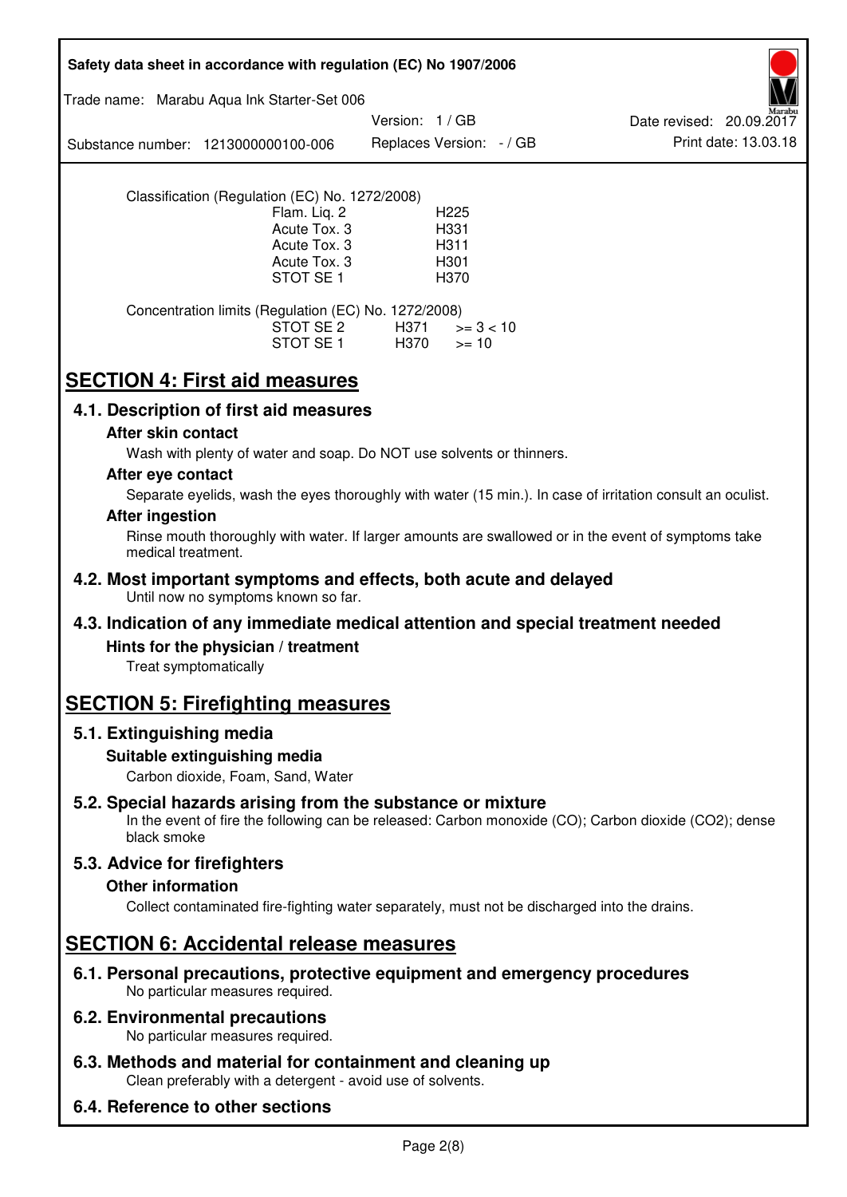Classification (Regulation (EC) No. 1272/2008)

| | |
|---|---|
| Flam. Liq. 2 | H225 |
| Acute Tox. 3 | H331 |
| Acute Tox. 3 | H311 |
| Acute Tox. 3 | H301 |
| STOT SE 1 | H370 |

Concentration limits (Regulation (EC) No. 1272/2008)

| | | |
|---|---|---|
| STOT SE 2 | H371 | >= 3 < 10 |
| STOT SE 1 | H370 | >= 10 |

# SECTION 4: First aid measures

## 4.1. Description of first aid measures

### After skin contact

Wash with plenty of water and soap. Do NOT use solvents or thinners.

### After eye contact

Separate eyelids, wash the eyes thoroughly with water (15 min.). In case of irritation consult an oculist.

### After ingestion

Rinse mouth thoroughly with water. If larger amounts are swallowed or in the event of symptoms take medical treatment.

## 4.2. Most important symptoms and effects, both acute and delayed

Until now no symptoms known so far.

## 4.3. Indication of any immediate medical attention and special treatment needed

### Hints for the physician / treatment

Treat symptomatically

# SECTION 5: Firefighting measures

## 5.1. Extinguishing media

### Suitable extinguishing media

Carbon dioxide, Foam, Sand, Water

## 5.2. Special hazards arising from the substance or mixture

In the event of fire the following can be released: Carbon monoxide (CO); Carbon dioxide ($CO_2$); dense black smoke

## 5.3. Advice for firefighters

### Other information

Collect contaminated fire-fighting water separately, must not be discharged into the drains.

# SECTION 6: Accidental release measures

## 6.1. Personal precautions, protective equipment and emergency procedures

No particular measures required.

## 6.2. Environmental precautions

No particular measures required.

## 6.3. Methods and material for containment and cleaning up

Clean preferably with a detergent - avoid use of solvents.

## 6.4. Reference to other sections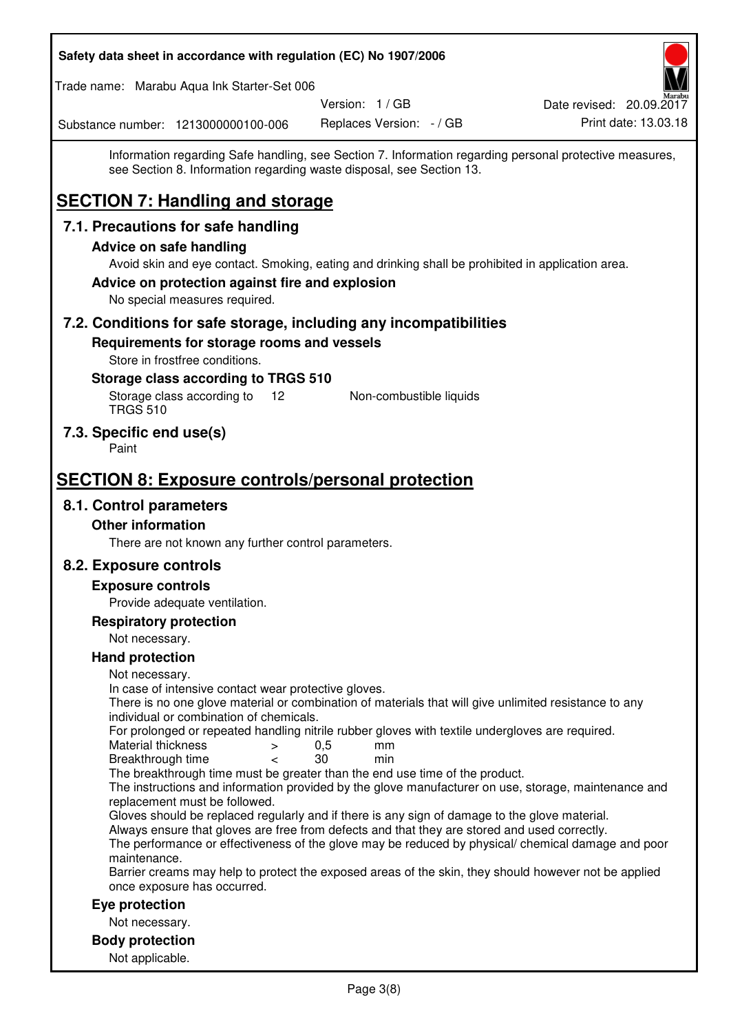Information regarding Safe handling, see Section 7. Information regarding personal protective measures, see Section 8. Information regarding waste disposal, see Section 13.

# SECTION 7: Handling and storage

## 7.1. Precautions for safe handling

### Advice on safe handling

Avoid skin and eye contact. Smoking, eating and drinking shall be prohibited in application area.

### Advice on protection against fire and explosion

No special measures required.

## 7.2. Conditions for safe storage, including any incompatibilities

### Requirements for storage rooms and vessels

Store in frostfree conditions.

### Storage class according to TRGS 510

| Storage class according to TRGS 510 | 12 | Non-combustible liquids |
|---|---|---|

## 7.3. Specific end use(s)

Paint

# SECTION 8: Exposure controls/personal protection

## 8.1. Control parameters

### Other information

There are not known any further control parameters.

## 8.2. Exposure controls

### Exposure controls

Provide adequate ventilation.

### Respiratory protection

Not necessary.

### Hand protection

Not necessary.
In case of intensive contact wear protective gloves.
There is no one glove material or combination of materials that will give unlimited resistance to any individual or combination of chemicals.
For prolonged or repeated handling nitrile rubber gloves with textile undergloves are required.

| Material thickness | > | 0,5 | mm |
|---|---|---|---|
| Breakthrough time | < | 30 | min |

The breakthrough time must be greater than the end use time of the product.
The instructions and information provided by the glove manufacturer on use, storage, maintenance and replacement must be followed.
Gloves should be replaced regularly and if there is any sign of damage to the glove material.
Always ensure that gloves are free from defects and that they are stored and used correctly.
The performance or effectiveness of the glove may be reduced by physical/ chemical damage and poor maintenance.
Barrier creams may help to protect the exposed areas of the skin, they should however not be applied once exposure has occurred.

### Eye protection

Not necessary.

### Body protection

Not applicable.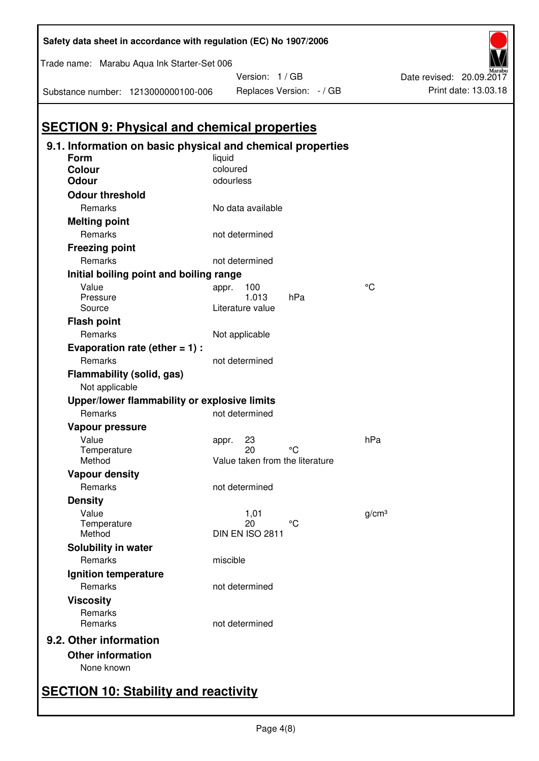## SECTION 9: Physical and chemical properties

### 9.1. Information on basic physical and chemical properties

**Form** liquid

**Colour** coloured

**Odour** odourless

**Odour threshold**

| | | | |
|---|---|---|---|
| Remarks | No data available | | |

**Melting point**

| | | | |
|---|---|---|---|
| Remarks | not determined | | |

**Freezing point**

| | | | |
|---|---|---|---|
| Remarks | not determined | | |

**Initial boiling point and boiling range**

| | | | |
|---|---|---|---|
| Value | appr. 100 | | °C |
| Pressure | 1.013 | hPa | |
| Source | Literature value | | |

**Flash point**

| | | | |
|---|---|---|---|
| Remarks | Not applicable | | |

**Evaporation rate (ether = 1) :**

| | | | |
|---|---|---|---|
| Remarks | not determined | | |

**Flammability (solid, gas)**

Not applicable

**Upper/lower flammability or explosive limits**

| | | | |
|---|---|---|---|
| Remarks | not determined | | |

**Vapour pressure**

| | | | |
|---|---|---|---|
| Value | appr. 23 | | hPa |
| Temperature | 20 | °C | |
| Method | Value taken from the literature | | |

**Vapour density**

| | | | |
|---|---|---|---|
| Remarks | not determined | | |

**Density**

| | | | |
|---|---|---|---|
| Value | 1,01 | | g/cm³ |
| Temperature | 20 | °C | |
| Method | DIN EN ISO 2811 | | |

**Solubility in water**

| | | | |
|---|---|---|---|
| Remarks | miscible | | |

**Ignition temperature**

| | | | |
|---|---|---|---|
| Remarks | not determined | | |

**Viscosity**

| | | | |
|---|---|---|---|
| Remarks | | | |
| Remarks | not determined | | |

### 9.2. Other information

**Other information**

None known

## SECTION 10: Stability and reactivity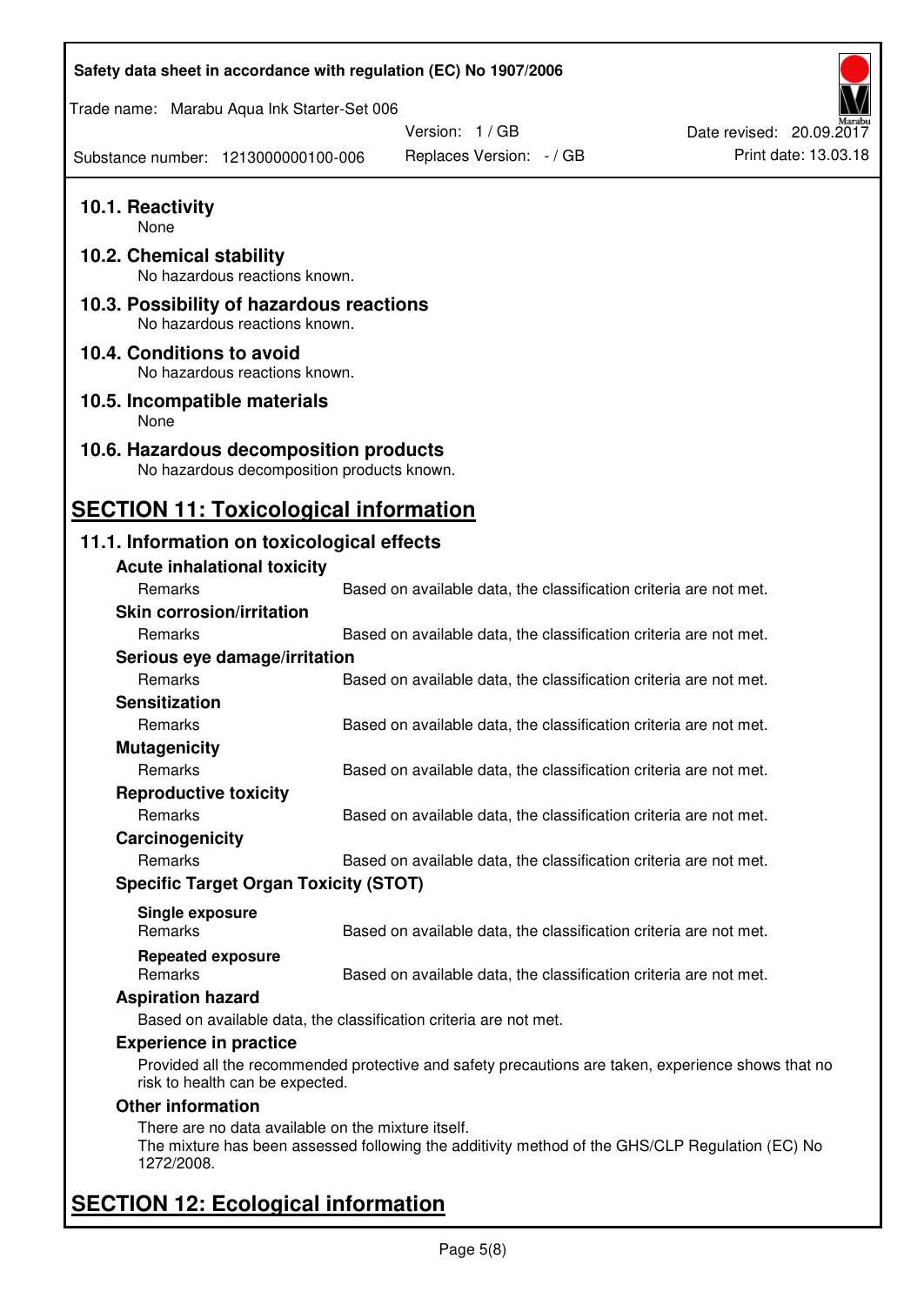### 10.1. Reactivity

None

### 10.2. Chemical stability

No hazardous reactions known.

### 10.3. Possibility of hazardous reactions

No hazardous reactions known.

### 10.4. Conditions to avoid

No hazardous reactions known.

### 10.5. Incompatible materials

None

### 10.6. Hazardous decomposition products

No hazardous decomposition products known.

## SECTION 11: Toxicological information

### 11.1. Information on toxicological effects

**Acute inhalational toxicity**

| Remarks | Based on available data, the classification criteria are not met. |
|---|---|

**Skin corrosion/irritation**

| Remarks | Based on available data, the classification criteria are not met. |
|---|---|

**Serious eye damage/irritation**

| Remarks | Based on available data, the classification criteria are not met. |
|---|---|

**Sensitization**

| Remarks | Based on available data, the classification criteria are not met. |
|---|---|

**Mutagenicity**

| Remarks | Based on available data, the classification criteria are not met. |
|---|---|

**Reproductive toxicity**

| Remarks | Based on available data, the classification criteria are not met. |
|---|---|

**Carcinogenicity**

| Remarks | Based on available data, the classification criteria are not met. |
|---|---|

**Specific Target Organ Toxicity (STOT)**

**Single exposure**

| Remarks | Based on available data, the classification criteria are not met. |
|---|---|

**Repeated exposure**

| Remarks | Based on available data, the classification criteria are not met. |
|---|---|

**Aspiration hazard**

Based on available data, the classification criteria are not met.

**Experience in practice**

Provided all the recommended protective and safety precautions are taken, experience shows that no risk to health can be expected.

**Other information**

There are no data available on the mixture itself.
The mixture has been assessed following the additivity method of the GHS/CLP Regulation (EC) No 1272/2008.

## SECTION 12: Ecological information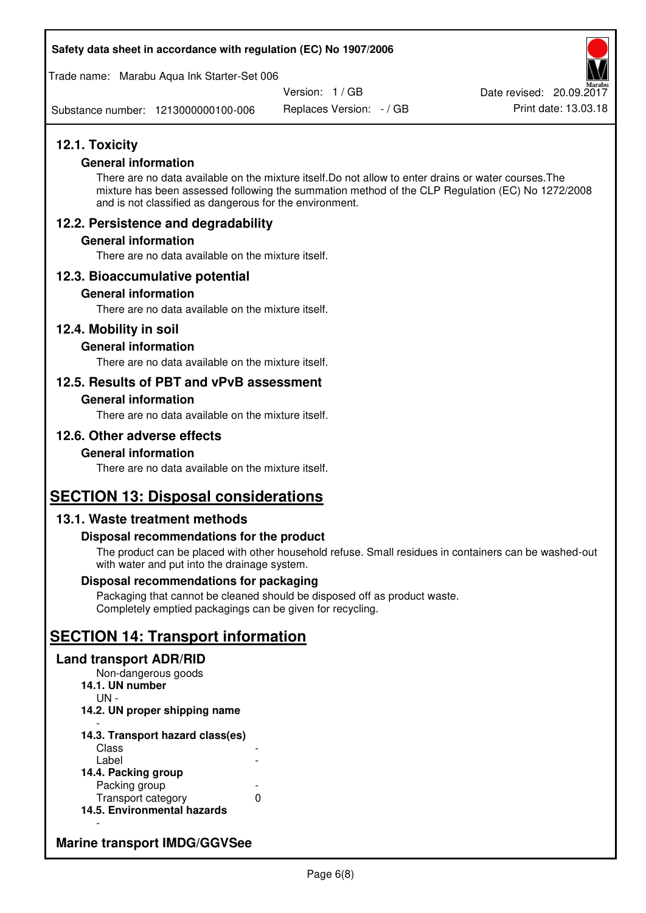## 12.1. Toxicity

### General information

There are no data available on the mixture itself.Do not allow to enter drains or water courses.The mixture has been assessed following the summation method of the CLP Regulation (EC) No 1272/2008 and is not classified as dangerous for the environment.

## 12.2. Persistence and degradability

### General information

There are no data available on the mixture itself.

## 12.3. Bioaccumulative potential

### General information

There are no data available on the mixture itself.

## 12.4. Mobility in soil

### General information

There are no data available on the mixture itself.

## 12.5. Results of PBT and vPvB assessment

### General information

There are no data available on the mixture itself.

## 12.6. Other adverse effects

### General information

There are no data available on the mixture itself.

# SECTION 13: Disposal considerations

## 13.1. Waste treatment methods

### Disposal recommendations for the product

The product can be placed with other household refuse. Small residues in containers can be washed-out with water and put into the drainage system.

### Disposal recommendations for packaging

Packaging that cannot be cleaned should be disposed off as product waste.
Completely emptied packagings can be given for recycling.

# SECTION 14: Transport information

## Land transport ADR/RID

Non-dangerous goods

**14.1. UN number**

UN -

**14.2. UN proper shipping name**

-

**14.3. Transport hazard class(es)**

| | |
|---|---|
| Class | - |
| Label | - |

**14.4. Packing group**

| | |
|---|---|
| Packing group | - |
| Transport category | 0 |

**14.5. Environmental hazards**

-

## Marine transport IMDG/GGVSee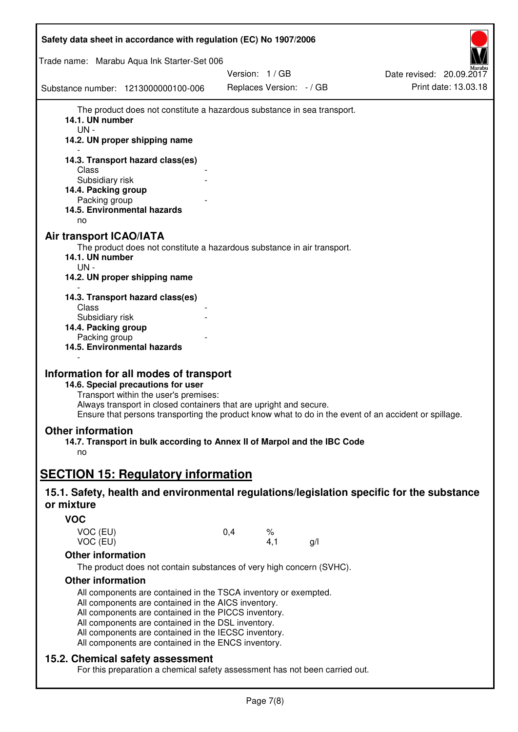The product does not constitute a hazardous substance in sea transport.

**14.1. UN number**

UN -

**14.2. UN proper shipping name**

-

**14.3. Transport hazard class(es)**

| | |
|---|---|
| Class | - |
| Subsidiary risk | - |

**14.4. Packing group**

| | |
|---|---|
| Packing group | - |

**14.5. Environmental hazards**

no

## Air transport ICAO/IATA

The product does not constitute a hazardous substance in air transport.

**14.1. UN number**

UN -

**14.2. UN proper shipping name**

-

**14.3. Transport hazard class(es)**

| | |
|---|---|
| Class | - |
| Subsidiary risk | - |

**14.4. Packing group**

| | |
|---|---|
| Packing group | - |

**14.5. Environmental hazards**

-

## Information for all modes of transport

**14.6. Special precautions for user**

Transport within the user's premises:
Always transport in closed containers that are upright and secure.
Ensure that persons transporting the product know what to do in the event of an accident or spillage.

## Other information

**14.7. Transport in bulk according to Annex II of Marpol and the IBC Code**

no

# SECTION 15: Regulatory information

## 15.1. Safety, health and environmental regulations/legislation specific for the substance or mixture

### VOC

| | | | |
|---|---|---|---|
| VOC (EU) | 0,4 | % | |
| VOC (EU) | | 4,1 | g/l |

### Other information

The product does not contain substances of very high concern (SVHC).

### Other information

All components are contained in the TSCA inventory or exempted.
All components are contained in the AICS inventory.
All components are contained in the PICCS inventory.
All components are contained in the DSL inventory.
All components are contained in the IECSC inventory.
All components are contained in the ENCS inventory.

## 15.2. Chemical safety assessment

For this preparation a chemical safety assessment has not been carried out.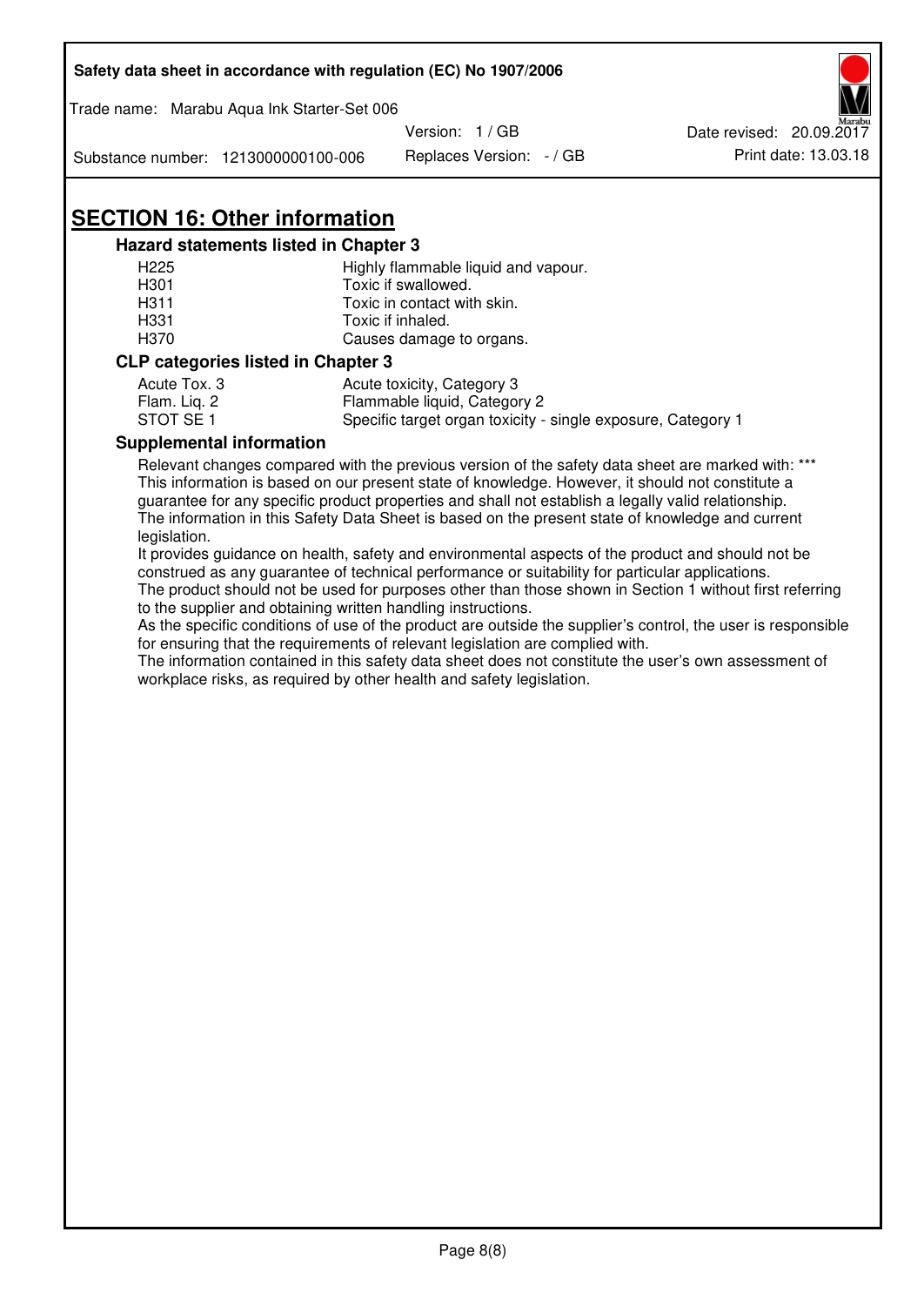## SECTION 16: Other information

### Hazard statements listed in Chapter 3

| | |
|---|---|
| H225 | Highly flammable liquid and vapour. |
| H301 | Toxic if swallowed. |
| H311 | Toxic in contact with skin. |
| H331 | Toxic if inhaled. |
| H370 | Causes damage to organs. |

### CLP categories listed in Chapter 3

| | |
|---|---|
| Acute Tox. 3 | Acute toxicity, Category 3 |
| Flam. Liq. 2 | Flammable liquid, Category 2 |
| STOT SE 1 | Specific target organ toxicity - single exposure, Category 1 |

### Supplemental information

Relevant changes compared with the previous version of the safety data sheet are marked with: ***
This information is based on our present state of knowledge. However, it should not constitute a guarantee for any specific product properties and shall not establish a legally valid relationship.
The information in this Safety Data Sheet is based on the present state of knowledge and current legislation.
It provides guidance on health, safety and environmental aspects of the product and should not be construed as any guarantee of technical performance or suitability for particular applications.
The product should not be used for purposes other than those shown in Section 1 without first referring to the supplier and obtaining written handling instructions.
As the specific conditions of use of the product are outside the supplier's control, the user is responsible for ensuring that the requirements of relevant legislation are complied with.
The information contained in this safety data sheet does not constitute the user's own assessment of workplace risks, as required by other health and safety legislation.